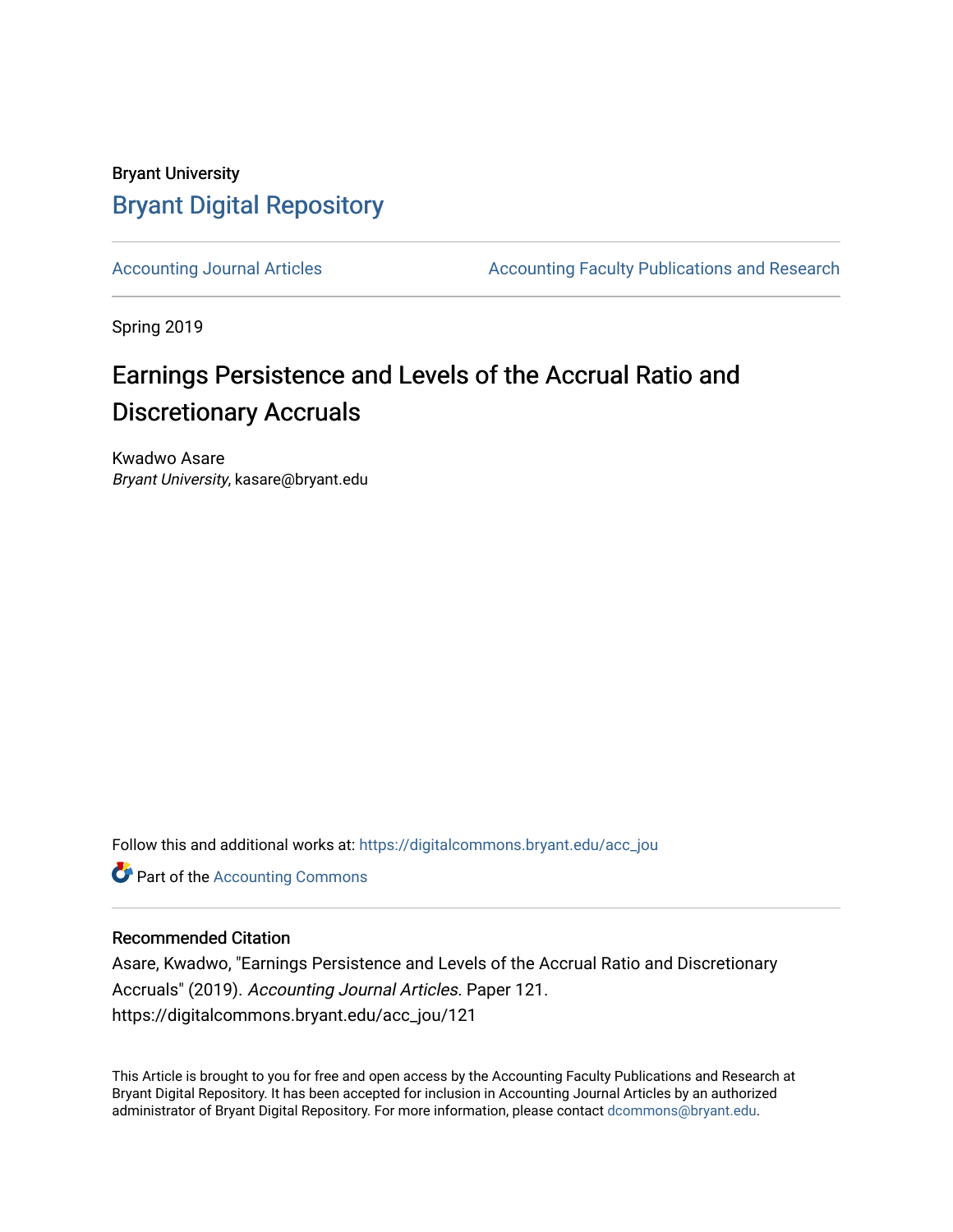Bryant University

# Bryant Digital Repository

Accounting Journal Articles | Accounting Faculty Publications and Research

Spring 2019

## Earnings Persistence and Levels of the Accrual Ratio and Discretionary Accruals

Kwadwo Asare
*Bryant University*, kasare@bryant.edu

Follow this and additional works at: https://digitalcommons.bryant.edu/acc_jou

Part of the Accounting Commons

### Recommended Citation

Asare, Kwadwo, "Earnings Persistence and Levels of the Accrual Ratio and Discretionary Accruals" (2019). *Accounting Journal Articles.* Paper 121.
https://digitalcommons.bryant.edu/acc_jou/121

This Article is brought to you for free and open access by the Accounting Faculty Publications and Research at Bryant Digital Repository. It has been accepted for inclusion in Accounting Journal Articles by an authorized administrator of Bryant Digital Repository. For more information, please contact dcommons@bryant.edu.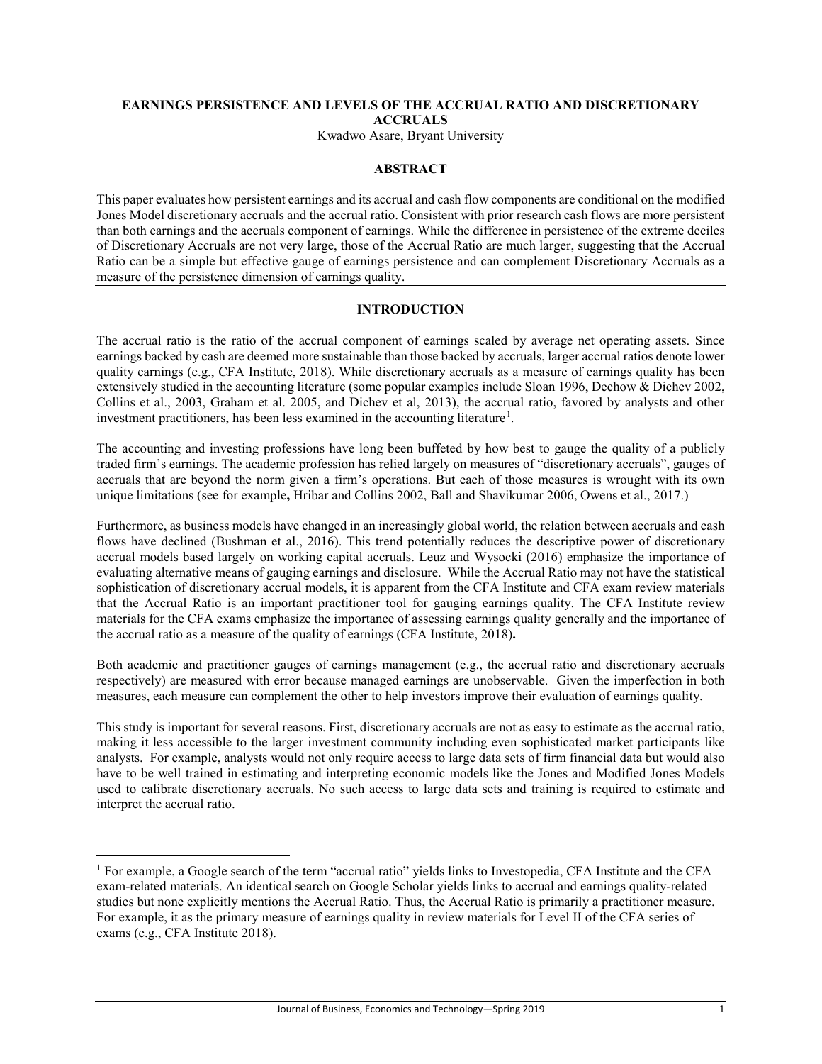**EARNINGS PERSISTENCE AND LEVELS OF THE ACCRUAL RATIO AND DISCRETIONARY ACCRUALS**

Kwadwo Asare, Bryant University

## ABSTRACT

This paper evaluates how persistent earnings and its accrual and cash flow components are conditional on the modified Jones Model discretionary accruals and the accrual ratio. Consistent with prior research cash flows are more persistent than both earnings and the accruals component of earnings. While the difference in persistence of the extreme deciles of Discretionary Accruals are not very large, those of the Accrual Ratio are much larger, suggesting that the Accrual Ratio can be a simple but effective gauge of earnings persistence and can complement Discretionary Accruals as a measure of the persistence dimension of earnings quality.

## INTRODUCTION

The accrual ratio is the ratio of the accrual component of earnings scaled by average net operating assets. Since earnings backed by cash are deemed more sustainable than those backed by accruals, larger accrual ratios denote lower quality earnings (e.g., CFA Institute, 2018). While discretionary accruals as a measure of earnings quality has been extensively studied in the accounting literature (some popular examples include Sloan 1996, Dechow & Dichev 2002, Collins et al., 2003, Graham et al. 2005, and Dichev et al, 2013), the accrual ratio, favored by analysts and other investment practitioners, has been less examined in the accounting literature[1].

The accounting and investing professions have long been buffeted by how best to gauge the quality of a publicly traded firm's earnings. The academic profession has relied largely on measures of "discretionary accruals", gauges of accruals that are beyond the norm given a firm's operations. But each of those measures is wrought with its own unique limitations (see for example**,** Hribar and Collins 2002, Ball and Shavikumar 2006, Owens et al., 2017.)

Furthermore, as business models have changed in an increasingly global world, the relation between accruals and cash flows have declined (Bushman et al., 2016). This trend potentially reduces the descriptive power of discretionary accrual models based largely on working capital accruals. Leuz and Wysocki (2016) emphasize the importance of evaluating alternative means of gauging earnings and disclosure. While the Accrual Ratio may not have the statistical sophistication of discretionary accrual models, it is apparent from the CFA Institute and CFA exam review materials that the Accrual Ratio is an important practitioner tool for gauging earnings quality. The CFA Institute review materials for the CFA exams emphasize the importance of assessing earnings quality generally and the importance of the accrual ratio as a measure of the quality of earnings (CFA Institute, 2018)**.**

Both academic and practitioner gauges of earnings management (e.g., the accrual ratio and discretionary accruals respectively) are measured with error because managed earnings are unobservable. Given the imperfection in both measures, each measure can complement the other to help investors improve their evaluation of earnings quality.

This study is important for several reasons. First, discretionary accruals are not as easy to estimate as the accrual ratio, making it less accessible to the larger investment community including even sophisticated market participants like analysts. For example, analysts would not only require access to large data sets of firm financial data but would also have to be well trained in estimating and interpreting economic models like the Jones and Modified Jones Models used to calibrate discretionary accruals. No such access to large data sets and training is required to estimate and interpret the accrual ratio.

[1] For example, a Google search of the term "accrual ratio" yields links to Investopedia, CFA Institute and the CFA exam-related materials. An identical search on Google Scholar yields links to accrual and earnings quality-related studies but none explicitly mentions the Accrual Ratio. Thus, the Accrual Ratio is primarily a practitioner measure. For example, it as the primary measure of earnings quality in review materials for Level II of the CFA series of exams (e.g., CFA Institute 2018).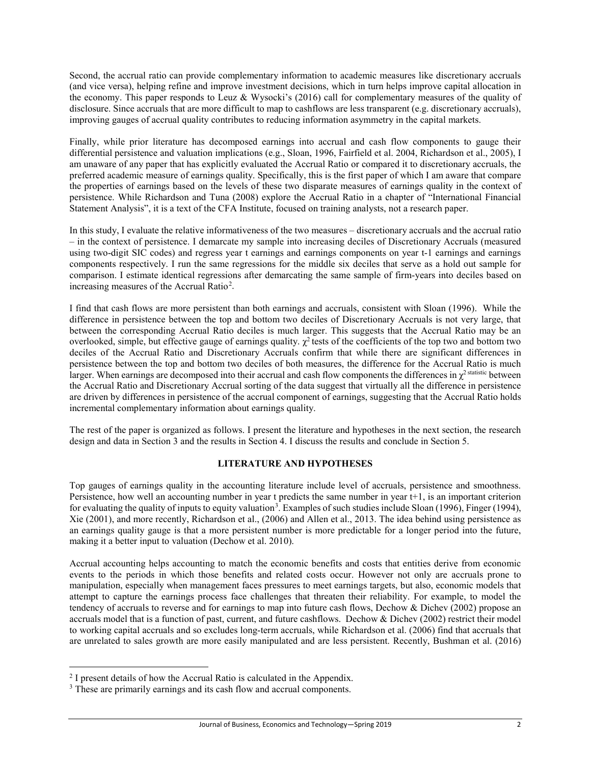Second, the accrual ratio can provide complementary information to academic measures like discretionary accruals (and vice versa), helping refine and improve investment decisions, which in turn helps improve capital allocation in the economy. This paper responds to Leuz & Wysocki's (2016) call for complementary measures of the quality of disclosure. Since accruals that are more difficult to map to cashflows are less transparent (e.g. discretionary accruals), improving gauges of accrual quality contributes to reducing information asymmetry in the capital markets.

Finally, while prior literature has decomposed earnings into accrual and cash flow components to gauge their differential persistence and valuation implications (e.g., Sloan, 1996, Fairfield et al. 2004, Richardson et al., 2005), I am unaware of any paper that has explicitly evaluated the Accrual Ratio or compared it to discretionary accruals, the preferred academic measure of earnings quality. Specifically, this is the first paper of which I am aware that compare the properties of earnings based on the levels of these two disparate measures of earnings quality in the context of persistence. While Richardson and Tuna (2008) explore the Accrual Ratio in a chapter of "International Financial Statement Analysis", it is a text of the CFA Institute, focused on training analysts, not a research paper.

In this study, I evaluate the relative informativeness of the two measures – discretionary accruals and the accrual ratio – in the context of persistence. I demarcate my sample into increasing deciles of Discretionary Accruals (measured using two-digit SIC codes) and regress year t earnings and earnings components on year t-1 earnings and earnings components respectively. I run the same regressions for the middle six deciles that serve as a hold out sample for comparison. I estimate identical regressions after demarcating the same sample of firm-years into deciles based on increasing measures of the Accrual Ratio[2].

I find that cash flows are more persistent than both earnings and accruals, consistent with Sloan (1996). While the difference in persistence between the top and bottom two deciles of Discretionary Accruals is not very large, that between the corresponding Accrual Ratio deciles is much larger. This suggests that the Accrual Ratio may be an overlooked, simple, but effective gauge of earnings quality. $\chi^2$ tests of the coefficients of the top two and bottom two deciles of the Accrual Ratio and Discretionary Accruals confirm that while there are significant differences in persistence between the top and bottom two deciles of both measures, the difference for the Accrual Ratio is much larger. When earnings are decomposed into their accrual and cash flow components the differences in $\chi^{2\ \text{statistic}}$ between the Accrual Ratio and Discretionary Accrual sorting of the data suggest that virtually all the difference in persistence are driven by differences in persistence of the accrual component of earnings, suggesting that the Accrual Ratio holds incremental complementary information about earnings quality.

The rest of the paper is organized as follows. I present the literature and hypotheses in the next section, the research design and data in Section 3 and the results in Section 4. I discuss the results and conclude in Section 5.

## LITERATURE AND HYPOTHESES

Top gauges of earnings quality in the accounting literature include level of accruals, persistence and smoothness. Persistence, how well an accounting number in year t predicts the same number in year t+1, is an important criterion for evaluating the quality of inputs to equity valuation[3]. Examples of such studies include Sloan (1996), Finger (1994), Xie (2001), and more recently, Richardson et al., (2006) and Allen et al., 2013. The idea behind using persistence as an earnings quality gauge is that a more persistent number is more predictable for a longer period into the future, making it a better input to valuation (Dechow et al. 2010).

Accrual accounting helps accounting to match the economic benefits and costs that entities derive from economic events to the periods in which those benefits and related costs occur. However not only are accruals prone to manipulation, especially when management faces pressures to meet earnings targets, but also, economic models that attempt to capture the earnings process face challenges that threaten their reliability. For example, to model the tendency of accruals to reverse and for earnings to map into future cash flows, Dechow & Dichev (2002) propose an accruals model that is a function of past, current, and future cashflows. Dechow & Dichev (2002) restrict their model to working capital accruals and so excludes long-term accruals, while Richardson et al. (2006) find that accruals that are unrelated to sales growth are more easily manipulated and are less persistent. Recently, Bushman et al. (2016)

[2] I present details of how the Accrual Ratio is calculated in the Appendix.

[3] These are primarily earnings and its cash flow and accrual components.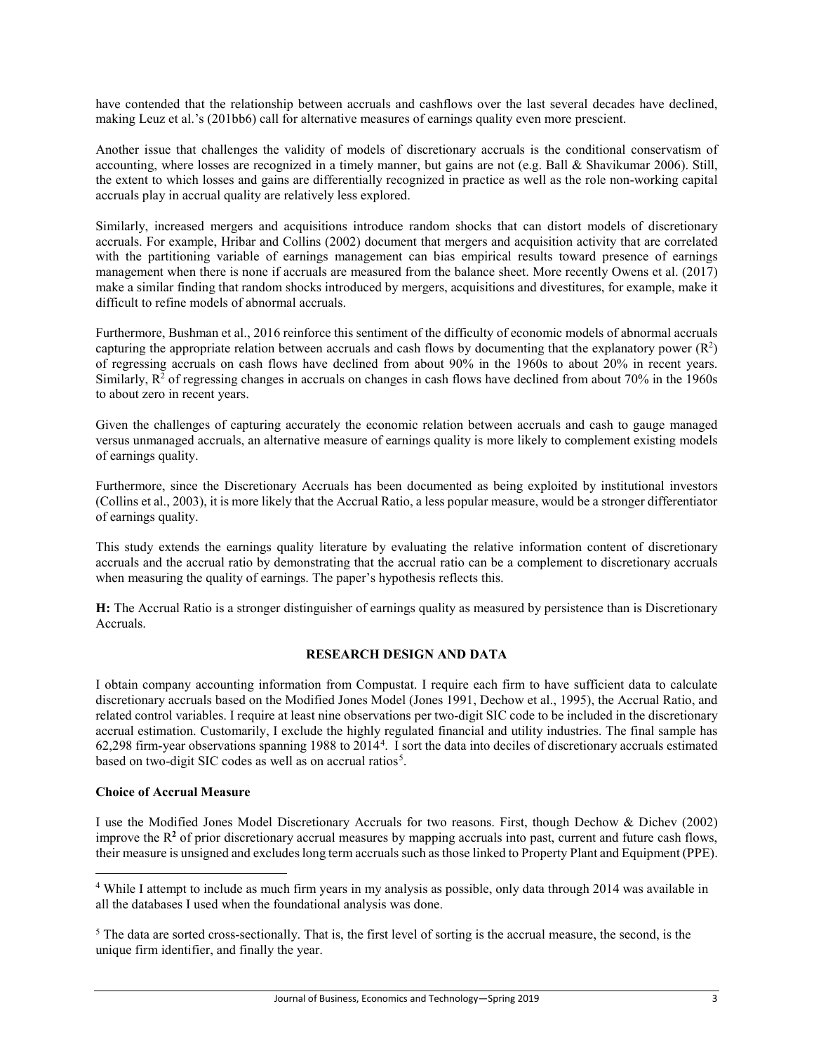have contended that the relationship between accruals and cashflows over the last several decades have declined, making Leuz et al.'s (201bb6) call for alternative measures of earnings quality even more prescient.

Another issue that challenges the validity of models of discretionary accruals is the conditional conservatism of accounting, where losses are recognized in a timely manner, but gains are not (e.g. Ball & Shavikumar 2006). Still, the extent to which losses and gains are differentially recognized in practice as well as the role non-working capital accruals play in accrual quality are relatively less explored.

Similarly, increased mergers and acquisitions introduce random shocks that can distort models of discretionary accruals. For example, Hribar and Collins (2002) document that mergers and acquisition activity that are correlated with the partitioning variable of earnings management can bias empirical results toward presence of earnings management when there is none if accruals are measured from the balance sheet. More recently Owens et al. (2017) make a similar finding that random shocks introduced by mergers, acquisitions and divestitures, for example, make it difficult to refine models of abnormal accruals.

Furthermore, Bushman et al., 2016 reinforce this sentiment of the difficulty of economic models of abnormal accruals capturing the appropriate relation between accruals and cash flows by documenting that the explanatory power ($R^2$) of regressing accruals on cash flows have declined from about 90% in the 1960s to about 20% in recent years. Similarly, $R^2$ of regressing changes in accruals on changes in cash flows have declined from about 70% in the 1960s to about zero in recent years.

Given the challenges of capturing accurately the economic relation between accruals and cash to gauge managed versus unmanaged accruals, an alternative measure of earnings quality is more likely to complement existing models of earnings quality.

Furthermore, since the Discretionary Accruals has been documented as being exploited by institutional investors (Collins et al., 2003), it is more likely that the Accrual Ratio, a less popular measure, would be a stronger differentiator of earnings quality.

This study extends the earnings quality literature by evaluating the relative information content of discretionary accruals and the accrual ratio by demonstrating that the accrual ratio can be a complement to discretionary accruals when measuring the quality of earnings. The paper's hypothesis reflects this.

**H:** The Accrual Ratio is a stronger distinguisher of earnings quality as measured by persistence than is Discretionary Accruals.

## RESEARCH DESIGN AND DATA

I obtain company accounting information from Compustat. I require each firm to have sufficient data to calculate discretionary accruals based on the Modified Jones Model (Jones 1991, Dechow et al., 1995), the Accrual Ratio, and related control variables. I require at least nine observations per two-digit SIC code to be included in the discretionary accrual estimation. Customarily, I exclude the highly regulated financial and utility industries. The final sample has 62,298 firm-year observations spanning 1988 to 2014[4]. I sort the data into deciles of discretionary accruals estimated based on two-digit SIC codes as well as on accrual ratios[5].

### Choice of Accrual Measure

I use the Modified Jones Model Discretionary Accruals for two reasons. First, though Dechow & Dichev (2002) improve the $R^2$ of prior discretionary accrual measures by mapping accruals into past, current and future cash flows, their measure is unsigned and excludes long term accruals such as those linked to Property Plant and Equipment (PPE).

---

[4] While I attempt to include as much firm years in my analysis as possible, only data through 2014 was available in all the databases I used when the foundational analysis was done.

[5] The data are sorted cross-sectionally. That is, the first level of sorting is the accrual measure, the second, is the unique firm identifier, and finally the year.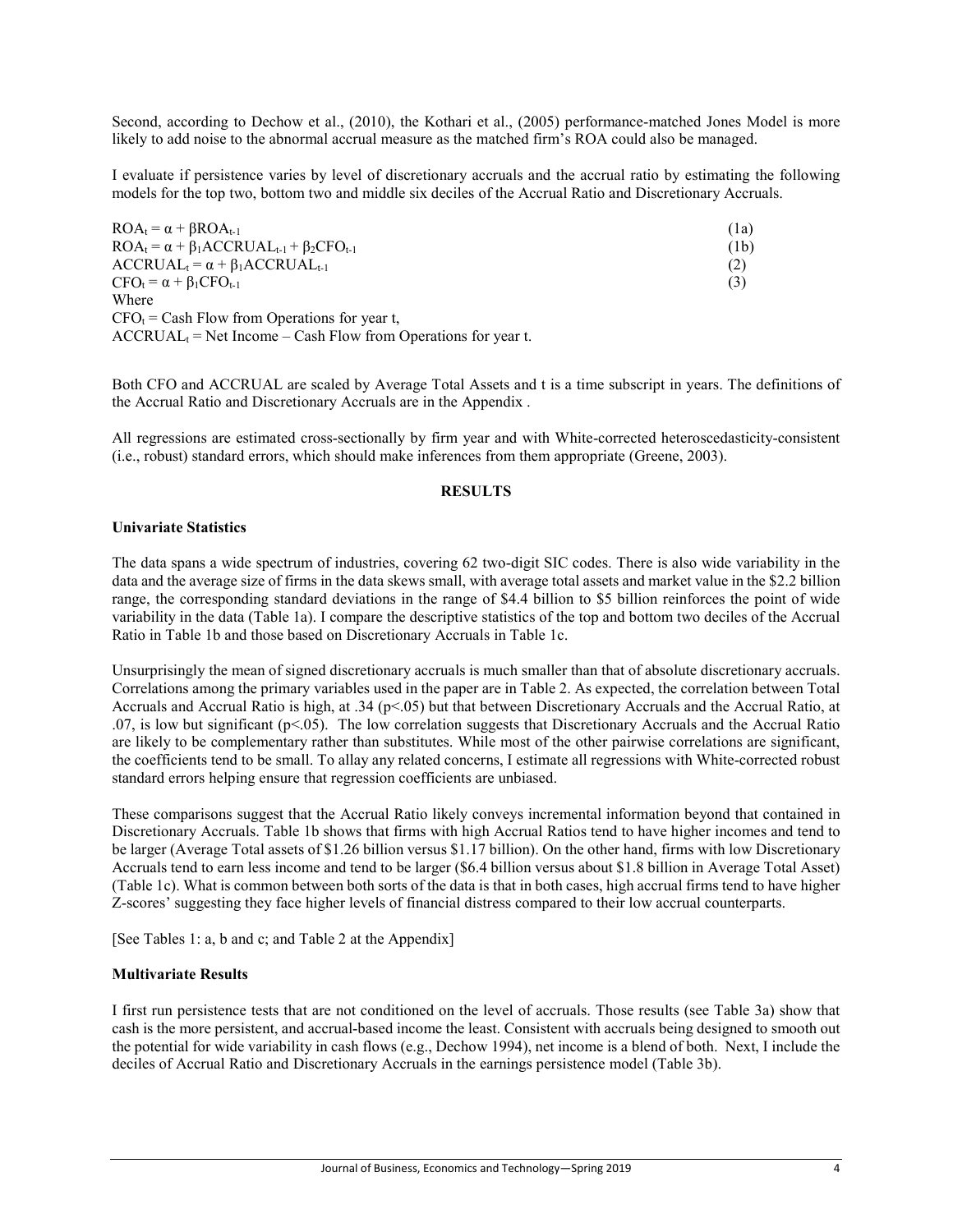Second, according to Dechow et al., (2010), the Kothari et al., (2005) performance-matched Jones Model is more likely to add noise to the abnormal accrual measure as the matched firm's ROA could also be managed.

I evaluate if persistence varies by level of discretionary accruals and the accrual ratio by estimating the following models for the top two, bottom two and middle six deciles of the Accrual Ratio and Discretionary Accruals.

$$ROA_t = \alpha + \beta ROA_{t-1} \quad (1a)$$

$$ROA_t = \alpha + \beta_1 ACCRUAL_{t-1} + \beta_2 CFO_{t-1} \quad (1b)$$

$$ACCRUAL_t = \alpha + \beta_1 ACCRUAL_{t-1} \quad (2)$$

$$CFO_t = \alpha + \beta_1 CFO_{t-1} \quad (3)$$

Where

$CFO_t$ = Cash Flow from Operations for year t,

$ACCRUAL_t$ = Net Income – Cash Flow from Operations for year t.

Both CFO and ACCRUAL are scaled by Average Total Assets and t is a time subscript in years. The definitions of the Accrual Ratio and Discretionary Accruals are in the Appendix .

All regressions are estimated cross-sectionally by firm year and with White-corrected heteroscedasticity-consistent (i.e., robust) standard errors, which should make inferences from them appropriate (Greene, 2003).

## RESULTS

### Univariate Statistics

The data spans a wide spectrum of industries, covering 62 two-digit SIC codes. There is also wide variability in the data and the average size of firms in the data skews small, with average total assets and market value in the $2.2 billion range, the corresponding standard deviations in the range of $4.4 billion to $5 billion reinforces the point of wide variability in the data (Table 1a). I compare the descriptive statistics of the top and bottom two deciles of the Accrual Ratio in Table 1b and those based on Discretionary Accruals in Table 1c.

Unsurprisingly the mean of signed discretionary accruals is much smaller than that of absolute discretionary accruals. Correlations among the primary variables used in the paper are in Table 2. As expected, the correlation between Total Accruals and Accrual Ratio is high, at .34 ($p<.05$) but that between Discretionary Accruals and the Accrual Ratio, at .07, is low but significant ($p<.05$). The low correlation suggests that Discretionary Accruals and the Accrual Ratio are likely to be complementary rather than substitutes. While most of the other pairwise correlations are significant, the coefficients tend to be small. To allay any related concerns, I estimate all regressions with White-corrected robust standard errors helping ensure that regression coefficients are unbiased.

These comparisons suggest that the Accrual Ratio likely conveys incremental information beyond that contained in Discretionary Accruals. Table 1b shows that firms with high Accrual Ratios tend to have higher incomes and tend to be larger (Average Total assets of $1.26 billion versus $1.17 billion). On the other hand, firms with low Discretionary Accruals tend to earn less income and tend to be larger ($6.4 billion versus about $1.8 billion in Average Total Asset) (Table 1c). What is common between both sorts of the data is that in both cases, high accrual firms tend to have higher Z-scores' suggesting they face higher levels of financial distress compared to their low accrual counterparts.

[See Tables 1: a, b and c; and Table 2 at the Appendix]

### Multivariate Results

I first run persistence tests that are not conditioned on the level of accruals. Those results (see Table 3a) show that cash is the more persistent, and accrual-based income the least. Consistent with accruals being designed to smooth out the potential for wide variability in cash flows (e.g., Dechow 1994), net income is a blend of both. Next, I include the deciles of Accrual Ratio and Discretionary Accruals in the earnings persistence model (Table 3b).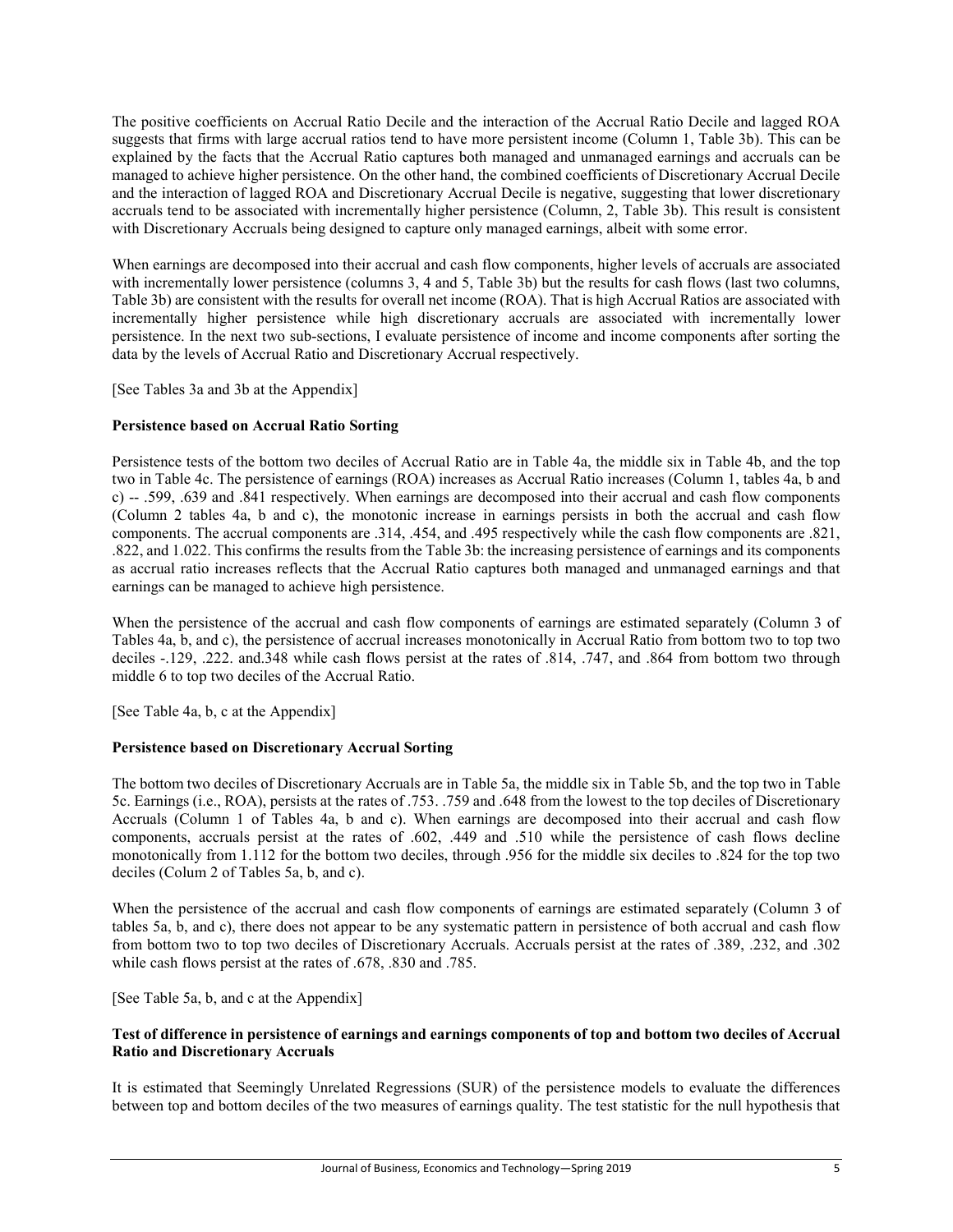The positive coefficients on Accrual Ratio Decile and the interaction of the Accrual Ratio Decile and lagged ROA suggests that firms with large accrual ratios tend to have more persistent income (Column 1, Table 3b). This can be explained by the facts that the Accrual Ratio captures both managed and unmanaged earnings and accruals can be managed to achieve higher persistence. On the other hand, the combined coefficients of Discretionary Accrual Decile and the interaction of lagged ROA and Discretionary Accrual Decile is negative, suggesting that lower discretionary accruals tend to be associated with incrementally higher persistence (Column, 2, Table 3b). This result is consistent with Discretionary Accruals being designed to capture only managed earnings, albeit with some error.

When earnings are decomposed into their accrual and cash flow components, higher levels of accruals are associated with incrementally lower persistence (columns 3, 4 and 5, Table 3b) but the results for cash flows (last two columns, Table 3b) are consistent with the results for overall net income (ROA). That is high Accrual Ratios are associated with incrementally higher persistence while high discretionary accruals are associated with incrementally lower persistence. In the next two sub-sections, I evaluate persistence of income and income components after sorting the data by the levels of Accrual Ratio and Discretionary Accrual respectively.

[See Tables 3a and 3b at the Appendix]

**Persistence based on Accrual Ratio Sorting**

Persistence tests of the bottom two deciles of Accrual Ratio are in Table 4a, the middle six in Table 4b, and the top two in Table 4c. The persistence of earnings (ROA) increases as Accrual Ratio increases (Column 1, tables 4a, b and c) -- .599, .639 and .841 respectively. When earnings are decomposed into their accrual and cash flow components (Column 2 tables 4a, b and c), the monotonic increase in earnings persists in both the accrual and cash flow components. The accrual components are .314, .454, and .495 respectively while the cash flow components are .821, .822, and 1.022. This confirms the results from the Table 3b: the increasing persistence of earnings and its components as accrual ratio increases reflects that the Accrual Ratio captures both managed and unmanaged earnings and that earnings can be managed to achieve high persistence.

When the persistence of the accrual and cash flow components of earnings are estimated separately (Column 3 of Tables 4a, b, and c), the persistence of accrual increases monotonically in Accrual Ratio from bottom two to top two deciles -.129, .222. and.348 while cash flows persist at the rates of .814, .747, and .864 from bottom two through middle 6 to top two deciles of the Accrual Ratio.

[See Table 4a, b, c at the Appendix]

**Persistence based on Discretionary Accrual Sorting**

The bottom two deciles of Discretionary Accruals are in Table 5a, the middle six in Table 5b, and the top two in Table 5c. Earnings (i.e., ROA), persists at the rates of .753. .759 and .648 from the lowest to the top deciles of Discretionary Accruals (Column 1 of Tables 4a, b and c). When earnings are decomposed into their accrual and cash flow components, accruals persist at the rates of .602, .449 and .510 while the persistence of cash flows decline monotonically from 1.112 for the bottom two deciles, through .956 for the middle six deciles to .824 for the top two deciles (Colum 2 of Tables 5a, b, and c).

When the persistence of the accrual and cash flow components of earnings are estimated separately (Column 3 of tables 5a, b, and c), there does not appear to be any systematic pattern in persistence of both accrual and cash flow from bottom two to top two deciles of Discretionary Accruals. Accruals persist at the rates of .389, .232, and .302 while cash flows persist at the rates of .678, .830 and .785.

[See Table 5a, b, and c at the Appendix]

**Test of difference in persistence of earnings and earnings components of top and bottom two deciles of Accrual Ratio and Discretionary Accruals**

It is estimated that Seemingly Unrelated Regressions (SUR) of the persistence models to evaluate the differences between top and bottom deciles of the two measures of earnings quality. The test statistic for the null hypothesis that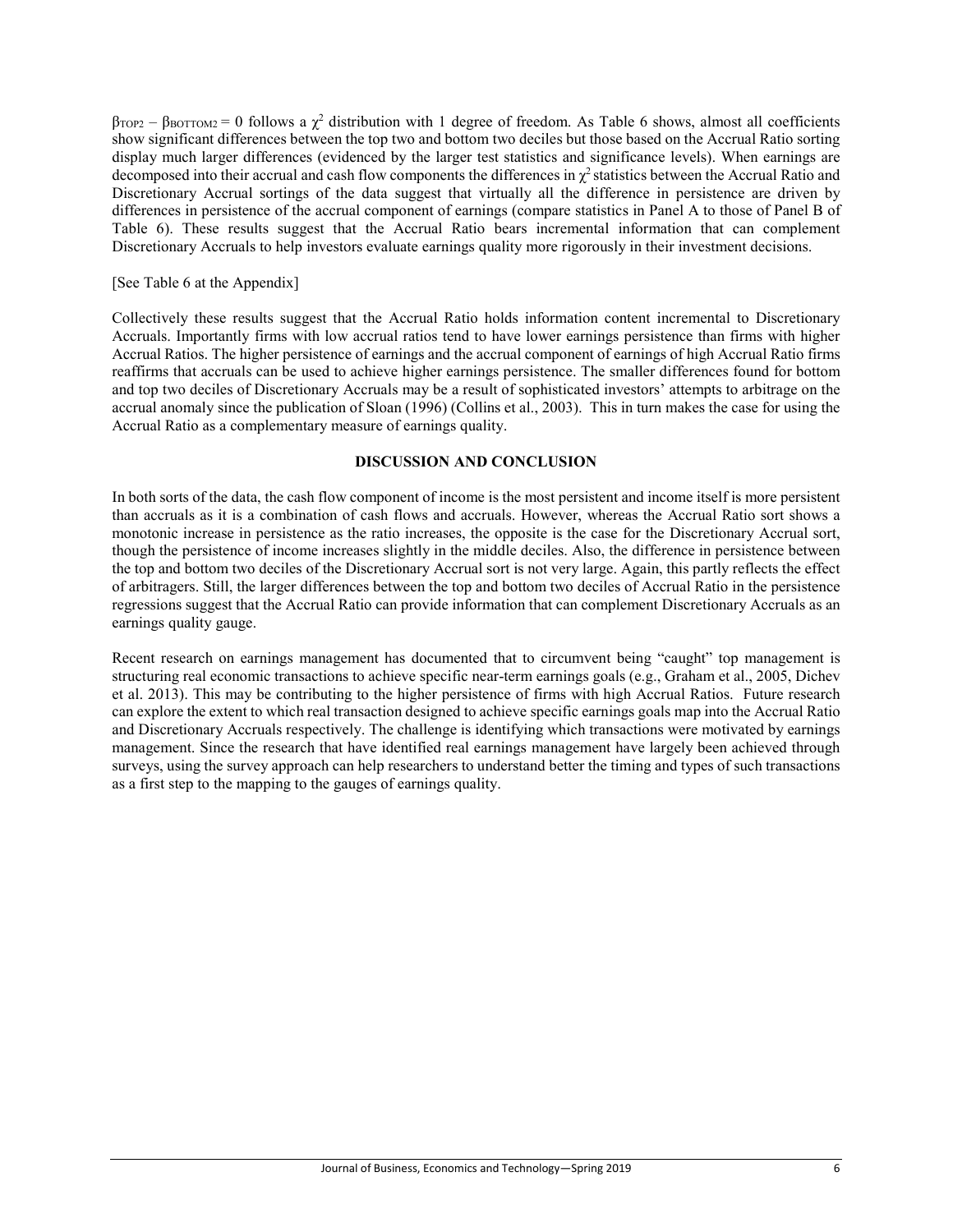$\beta_{TOP2} - \beta_{BOTTOM2} = 0$ follows a $\chi^2$ distribution with 1 degree of freedom. As Table 6 shows, almost all coefficients show significant differences between the top two and bottom two deciles but those based on the Accrual Ratio sorting display much larger differences (evidenced by the larger test statistics and significance levels). When earnings are decomposed into their accrual and cash flow components the differences in $\chi^2$ statistics between the Accrual Ratio and Discretionary Accrual sortings of the data suggest that virtually all the difference in persistence are driven by differences in persistence of the accrual component of earnings (compare statistics in Panel A to those of Panel B of Table 6). These results suggest that the Accrual Ratio bears incremental information that can complement Discretionary Accruals to help investors evaluate earnings quality more rigorously in their investment decisions.

[See Table 6 at the Appendix]

Collectively these results suggest that the Accrual Ratio holds information content incremental to Discretionary Accruals. Importantly firms with low accrual ratios tend to have lower earnings persistence than firms with higher Accrual Ratios. The higher persistence of earnings and the accrual component of earnings of high Accrual Ratio firms reaffirms that accruals can be used to achieve higher earnings persistence. The smaller differences found for bottom and top two deciles of Discretionary Accruals may be a result of sophisticated investors' attempts to arbitrage on the accrual anomaly since the publication of Sloan (1996) (Collins et al., 2003). This in turn makes the case for using the Accrual Ratio as a complementary measure of earnings quality.

## DISCUSSION AND CONCLUSION

In both sorts of the data, the cash flow component of income is the most persistent and income itself is more persistent than accruals as it is a combination of cash flows and accruals. However, whereas the Accrual Ratio sort shows a monotonic increase in persistence as the ratio increases, the opposite is the case for the Discretionary Accrual sort, though the persistence of income increases slightly in the middle deciles. Also, the difference in persistence between the top and bottom two deciles of the Discretionary Accrual sort is not very large. Again, this partly reflects the effect of arbitragers. Still, the larger differences between the top and bottom two deciles of Accrual Ratio in the persistence regressions suggest that the Accrual Ratio can provide information that can complement Discretionary Accruals as an earnings quality gauge.

Recent research on earnings management has documented that to circumvent being "caught" top management is structuring real economic transactions to achieve specific near-term earnings goals (e.g., Graham et al., 2005, Dichev et al. 2013). This may be contributing to the higher persistence of firms with high Accrual Ratios. Future research can explore the extent to which real transaction designed to achieve specific earnings goals map into the Accrual Ratio and Discretionary Accruals respectively. The challenge is identifying which transactions were motivated by earnings management. Since the research that have identified real earnings management have largely been achieved through surveys, using the survey approach can help researchers to understand better the timing and types of such transactions as a first step to the mapping to the gauges of earnings quality.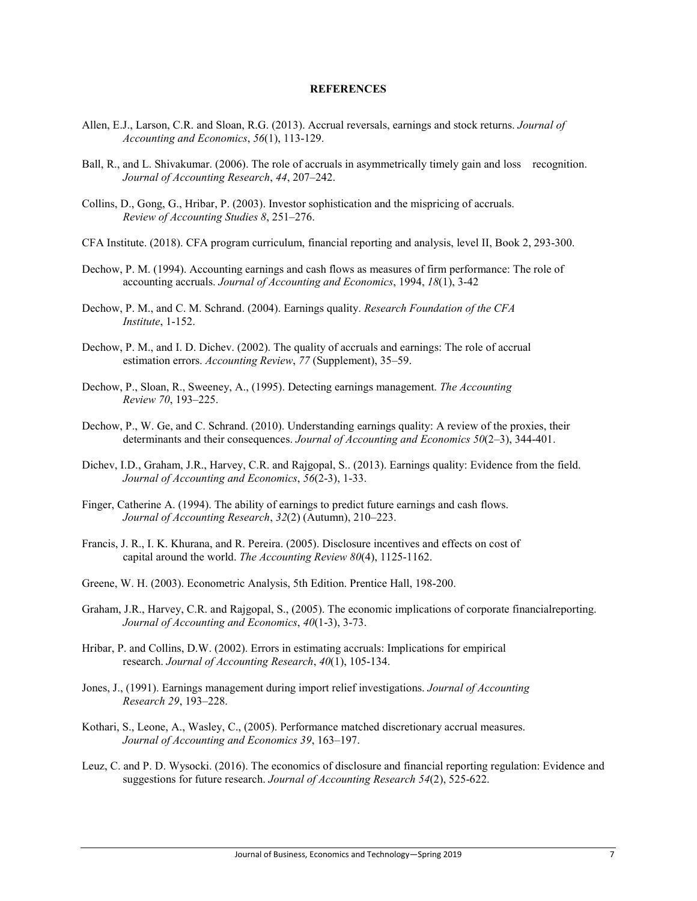# REFERENCES

Allen, E.J., Larson, C.R. and Sloan, R.G. (2013). Accrual reversals, earnings and stock returns. *Journal of Accounting and Economics*, *56*(1), 113-129.

Ball, R., and L. Shivakumar. (2006). The role of accruals in asymmetrically timely gain and loss recognition. *Journal of Accounting Research*, *44*, 207–242.

Collins, D., Gong, G., Hribar, P. (2003). Investor sophistication and the mispricing of accruals. *Review of Accounting Studies 8*, 251–276.

CFA Institute. (2018). CFA program curriculum, financial reporting and analysis, level II, Book 2, 293-300.

Dechow, P. M. (1994). Accounting earnings and cash flows as measures of firm performance: The role of accounting accruals. *Journal of Accounting and Economics*, 1994, *18*(1), 3-42

Dechow, P. M., and C. M. Schrand. (2004). Earnings quality. *Research Foundation of the CFA Institute*, 1-152.

Dechow, P. M., and I. D. Dichev. (2002). The quality of accruals and earnings: The role of accrual estimation errors. *Accounting Review*, *77* (Supplement), 35–59.

Dechow, P., Sloan, R., Sweeney, A., (1995). Detecting earnings management. *The Accounting Review 70*, 193–225.

Dechow, P., W. Ge, and C. Schrand. (2010). Understanding earnings quality: A review of the proxies, their determinants and their consequences. *Journal of Accounting and Economics 50*(2–3), 344-401.

Dichev, I.D., Graham, J.R., Harvey, C.R. and Rajgopal, S.. (2013). Earnings quality: Evidence from the field. *Journal of Accounting and Economics*, *56*(2-3), 1-33.

Finger, Catherine A. (1994). The ability of earnings to predict future earnings and cash flows. *Journal of Accounting Research*, *32*(2) (Autumn), 210–223.

Francis, J. R., I. K. Khurana, and R. Pereira. (2005). Disclosure incentives and effects on cost of capital around the world. *The Accounting Review 80*(4), 1125-1162.

Greene, W. H. (2003). Econometric Analysis, 5th Edition. Prentice Hall, 198-200.

Graham, J.R., Harvey, C.R. and Rajgopal, S., (2005). The economic implications of corporate financialreporting. *Journal of Accounting and Economics*, *40*(1-3), 3-73.

Hribar, P. and Collins, D.W. (2002). Errors in estimating accruals: Implications for empirical research. *Journal of Accounting Research*, *40*(1), 105-134.

Jones, J., (1991). Earnings management during import relief investigations. *Journal of Accounting Research 29*, 193–228.

Kothari, S., Leone, A., Wasley, C., (2005). Performance matched discretionary accrual measures. *Journal of Accounting and Economics 39*, 163–197.

Leuz, C. and P. D. Wysocki. (2016). The economics of disclosure and financial reporting regulation: Evidence and suggestions for future research. *Journal of Accounting Research 54*(2), 525-622.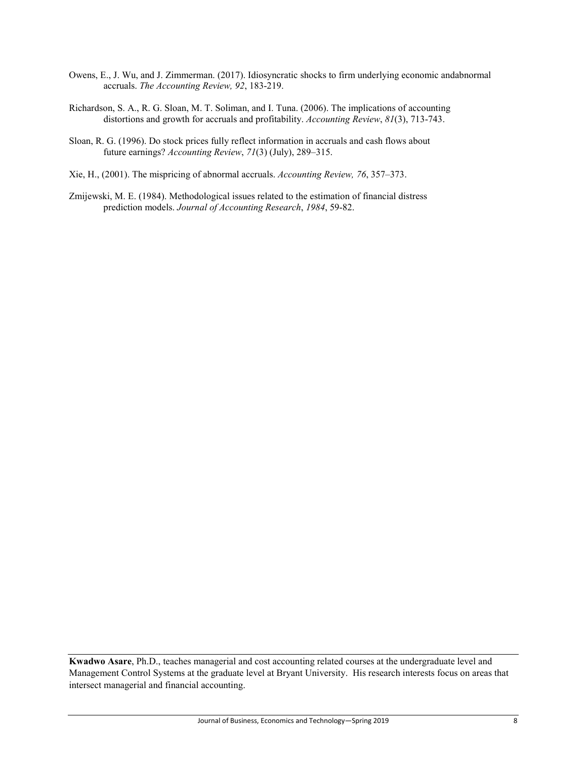Owens, E., J. Wu, and J. Zimmerman. (2017). Idiosyncratic shocks to firm underlying economic andabnormal accruals. *The Accounting Review, 92*, 183-219.

Richardson, S. A., R. G. Sloan, M. T. Soliman, and I. Tuna. (2006). The implications of accounting distortions and growth for accruals and profitability. *Accounting Review*, *81*(3), 713-743.

Sloan, R. G. (1996). Do stock prices fully reflect information in accruals and cash flows about future earnings? *Accounting Review*, *71*(3) (July), 289–315.

Xie, H., (2001). The mispricing of abnormal accruals. *Accounting Review, 76*, 357–373.

Zmijewski, M. E. (1984). Methodological issues related to the estimation of financial distress prediction models. *Journal of Accounting Research*, *1984*, 59-82.

---

**Kwadwo Asare**, Ph.D., teaches managerial and cost accounting related courses at the undergraduate level and Management Control Systems at the graduate level at Bryant University. His research interests focus on areas that intersect managerial and financial accounting.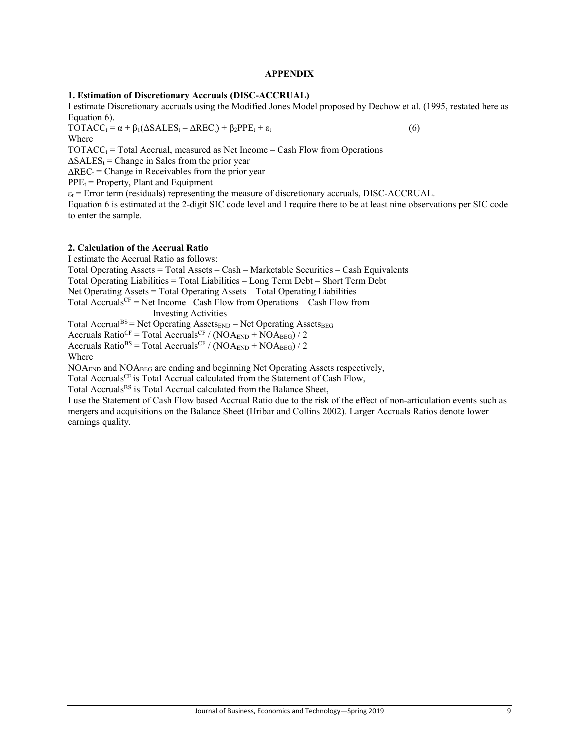# APPENDIX

### 1. Estimation of Discretionary Accruals (DISC-ACCRUAL)

I estimate Discretionary accruals using the Modified Jones Model proposed by Dechow et al. (1995, restated here as Equation 6).

$$TOTACC_t = \alpha + \beta_1(\Delta SALES_t - \Delta REC_t) + \beta_2 PPE_t + \varepsilon_t \quad (6)$$

Where

$TOTACC_t$ = Total Accrual, measured as Net Income – Cash Flow from Operations

$\Delta SALES_t$ = Change in Sales from the prior year

$\Delta REC_t$ = Change in Receivables from the prior year

$PPE_t$ = Property, Plant and Equipment

$\varepsilon_t$ = Error term (residuals) representing the measure of discretionary accruals, DISC-ACCRUAL.

Equation 6 is estimated at the 2-digit SIC code level and I require there to be at least nine observations per SIC code to enter the sample.

### 2. Calculation of the Accrual Ratio

I estimate the Accrual Ratio as follows:

Total Operating Assets = Total Assets – Cash – Marketable Securities – Cash Equivalents

Total Operating Liabilities = Total Liabilities – Long Term Debt – Short Term Debt

Net Operating Assets = Total Operating Assets – Total Operating Liabilities

Total $Accruals^{CF}$ = Net Income –Cash Flow from Operations – Cash Flow from Investing Activities

Total $Accrual^{BS}$ = Net Operating $Assets_{END}$ – Net Operating $Assets_{BEG}$

Accruals $Ratio^{CF}$ = Total $Accruals^{CF}$ / ($NOA_{END}$ + $NOA_{BEG}$) / 2

Accruals $Ratio^{BS}$ = Total $Accruals^{CF}$ / ($NOA_{END}$ + $NOA_{BEG}$) / 2

Where

$NOA_{END}$ and $NOA_{BEG}$ are ending and beginning Net Operating Assets respectively,

Total $Accruals^{CF}$ is Total Accrual calculated from the Statement of Cash Flow,

Total $Accruals^{BS}$ is Total Accrual calculated from the Balance Sheet,

I use the Statement of Cash Flow based Accrual Ratio due to the risk of the effect of non-articulation events such as mergers and acquisitions on the Balance Sheet (Hribar and Collins 2002). Larger Accruals Ratios denote lower earnings quality.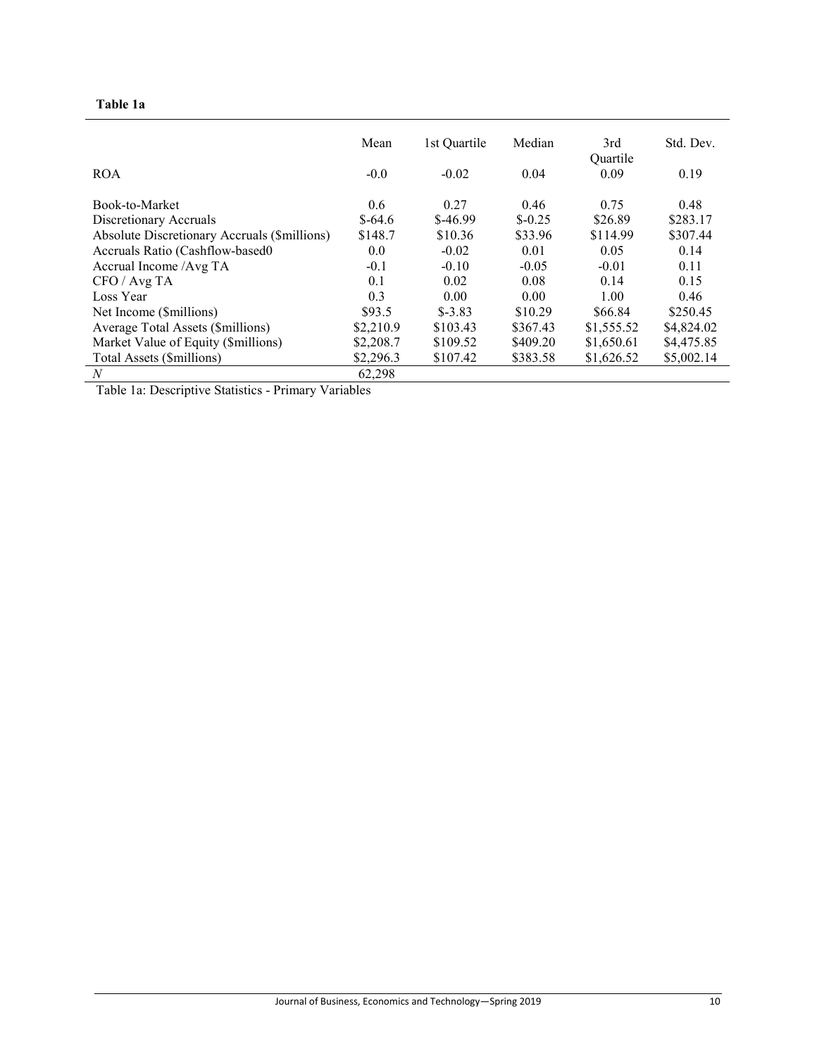**Table 1a**

| | Mean | 1st Quartile | Median | 3rd Quartile | Std. Dev. |
|---|---|---|---|---|---|
| ROA | -0.0 | -0.02 | 0.04 | 0.09 | 0.19 |
| Book-to-Market | 0.6 | 0.27 | 0.46 | 0.75 | 0.48 |
| Discretionary Accruals | $-64.6 | $-46.99 | $-0.25 | $26.89 | $283.17 |
| Absolute Discretionary Accruals ($millions) | $148.7 | $10.36 | $33.96 | $114.99 | $307.44 |
| Accruals Ratio (Cashflow-based0 | 0.0 | -0.02 | 0.01 | 0.05 | 0.14 |
| Accrual Income /Avg TA | -0.1 | -0.10 | -0.05 | -0.01 | 0.11 |
| CFO / Avg TA | 0.1 | 0.02 | 0.08 | 0.14 | 0.15 |
| Loss Year | 0.3 | 0.00 | 0.00 | 1.00 | 0.46 |
| Net Income ($millions) | $93.5 | $-3.83 | $10.29 | $66.84 | $250.45 |
| Average Total Assets ($millions) | $2,210.9 | $103.43 | $367.43 | $1,555.52 | $4,824.02 |
| Market Value of Equity ($millions) | $2,208.7 | $109.52 | $409.20 | $1,650.61 | $4,475.85 |
| Total Assets ($millions) | $2,296.3 | $107.42 | $383.58 | $1,626.52 | $5,002.14 |
| *N* | 62,298 | | | | |

Table 1a: Descriptive Statistics - Primary Variables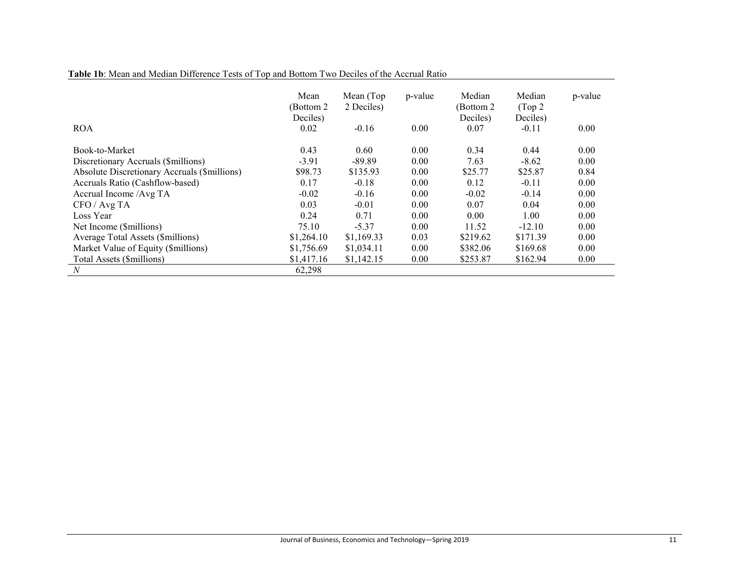**Table 1b**: Mean and Median Difference Tests of Top and Bottom Two Deciles of the Accrual Ratio

| | Mean (Bottom 2 Deciles) | Mean (Top 2 Deciles) | p-value | Median (Bottom 2 Deciles) | Median (Top 2 Deciles) | p-value |
|---|---|---|---|---|---|---|
| ROA | 0.02 | -0.16 | 0.00 | 0.07 | -0.11 | 0.00 |
| Book-to-Market | 0.43 | 0.60 | 0.00 | 0.34 | 0.44 | 0.00 |
| Discretionary Accruals ($millions) | -3.91 | -89.89 | 0.00 | 7.63 | -8.62 | 0.00 |
| Absolute Discretionary Accruals ($millions) | $98.73 | $135.93 | 0.00 | $25.77 | $25.87 | 0.84 |
| Accruals Ratio (Cashflow-based) | 0.17 | -0.18 | 0.00 | 0.12 | -0.11 | 0.00 |
| Accrual Income /Avg TA | -0.02 | -0.16 | 0.00 | -0.02 | -0.14 | 0.00 |
| CFO / Avg TA | 0.03 | -0.01 | 0.00 | 0.07 | 0.04 | 0.00 |
| Loss Year | 0.24 | 0.71 | 0.00 | 0.00 | 1.00 | 0.00 |
| Net Income ($millions) | 75.10 | -5.37 | 0.00 | 11.52 | -12.10 | 0.00 |
| Average Total Assets ($millions) | $1,264.10 | $1,169.33 | 0.03 | $219.62 | $171.39 | 0.00 |
| Market Value of Equity ($millions) | $1,756.69 | $1,034.11 | 0.00 | $382.06 | $169.68 | 0.00 |
| Total Assets ($millions) | $1,417.16 | $1,142.15 | 0.00 | $253.87 | $162.94 | 0.00 |
| *N* | 62,298 | | | | | |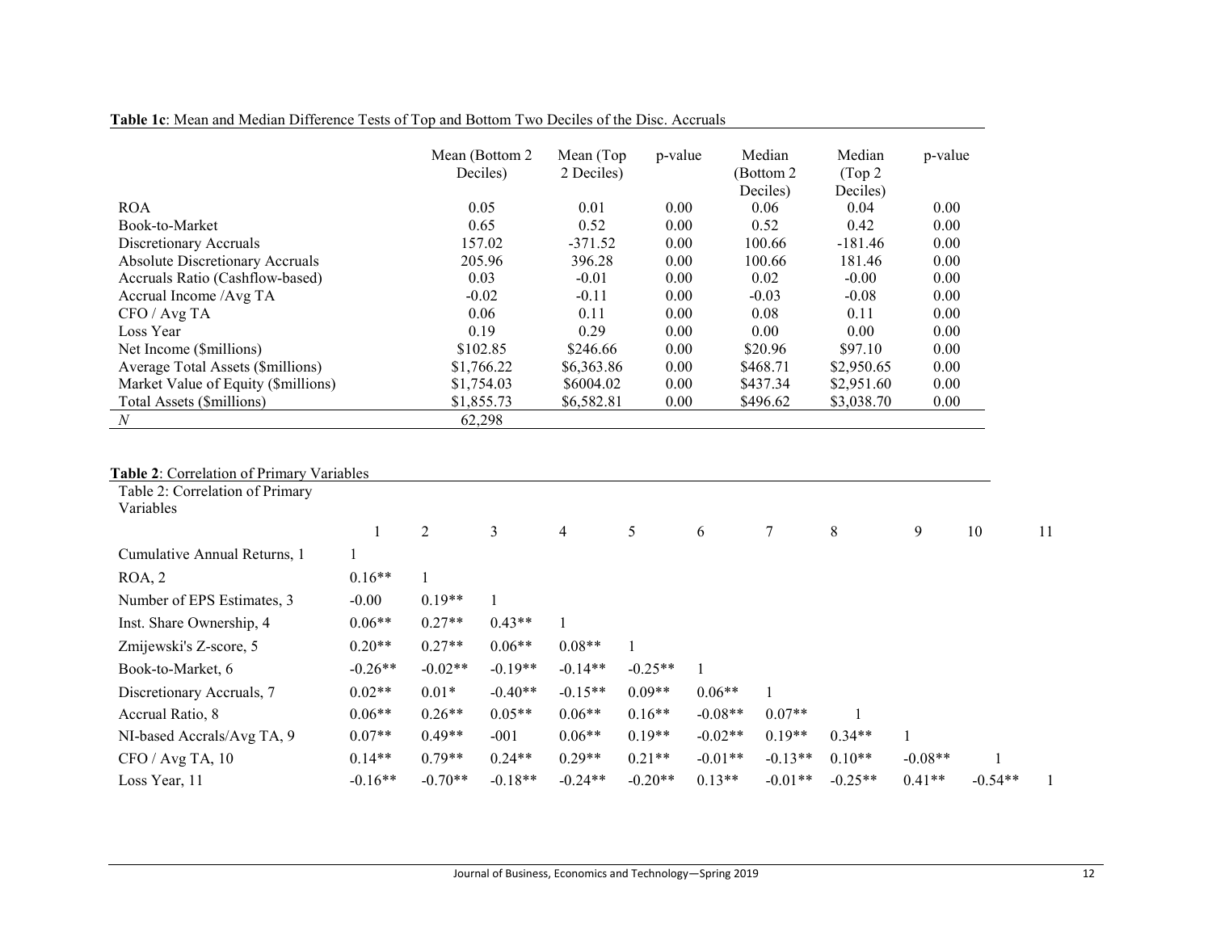**Table 1c**: Mean and Median Difference Tests of Top and Bottom Two Deciles of the Disc. Accruals

| | Mean (Bottom 2 Deciles) | Mean (Top 2 Deciles) | p-value | Median (Bottom 2 Deciles) | Median (Top 2 Deciles) | p-value |
|---|---|---|---|---|---|---|
| ROA | 0.05 | 0.01 | 0.00 | 0.06 | 0.04 | 0.00 |
| Book-to-Market | 0.65 | 0.52 | 0.00 | 0.52 | 0.42 | 0.00 |
| Discretionary Accruals | 157.02 | -371.52 | 0.00 | 100.66 | -181.46 | 0.00 |
| Absolute Discretionary Accruals | 205.96 | 396.28 | 0.00 | 100.66 | 181.46 | 0.00 |
| Accruals Ratio (Cashflow-based) | 0.03 | -0.01 | 0.00 | 0.02 | -0.00 | 0.00 |
| Accrual Income /Avg TA | -0.02 | -0.11 | 0.00 | -0.03 | -0.08 | 0.00 |
| CFO / Avg TA | 0.06 | 0.11 | 0.00 | 0.08 | 0.11 | 0.00 |
| Loss Year | 0.19 | 0.29 | 0.00 | 0.00 | 0.00 | 0.00 |
| Net Income ($millions) | $102.85 | $246.66 | 0.00 | $20.96 | $97.10 | 0.00 |
| Average Total Assets ($millions) | $1,766.22 | $6,363.86 | 0.00 | $468.71 | $2,950.65 | 0.00 |
| Market Value of Equity ($millions) | $1,754.03 | $6004.02 | 0.00 | $437.34 | $2,951.60 | 0.00 |
| Total Assets ($millions) | $1,855.73 | $6,582.81 | 0.00 | $496.62 | $3,038.70 | 0.00 |
| *N* | 62,298 | | | | | |

**Table 2**: Correlation of Primary Variables

| Table 2: Correlation of Primary Variables | 1 | 2 | 3 | 4 | 5 | 6 | 7 | 8 | 9 | 10 | 11 |
|---|---|---|---|---|---|---|---|---|---|---|---|
| Cumulative Annual Returns, 1 | 1 | | | | | | | | | | |
| ROA, 2 | 0.16** | 1 | | | | | | | | | |
| Number of EPS Estimates, 3 | -0.00 | 0.19** | 1 | | | | | | | | |
| Inst. Share Ownership, 4 | 0.06** | 0.27** | 0.43** | 1 | | | | | | | |
| Zmijewski's Z-score, 5 | 0.20** | 0.27** | 0.06** | 0.08** | 1 | | | | | | |
| Book-to-Market, 6 | -0.26** | -0.02** | -0.19** | -0.14** | -0.25** | 1 | | | | | |
| Discretionary Accruals, 7 | 0.02** | 0.01* | -0.40** | -0.15** | 0.09** | 0.06** | 1 | | | | |
| Accrual Ratio, 8 | 0.06** | 0.26** | 0.05** | 0.06** | 0.16** | -0.08** | 0.07** | 1 | | | |
| NI-based Accrals/Avg TA, 9 | 0.07** | 0.49** | -001 | 0.06** | 0.19** | -0.02** | 0.19** | 0.34** | 1 | | |
| CFO / Avg TA, 10 | 0.14** | 0.79** | 0.24** | 0.29** | 0.21** | -0.01** | -0.13** | 0.10** | -0.08** | 1 | |
| Loss Year, 11 | -0.16** | -0.70** | -0.18** | -0.24** | -0.20** | 0.13** | -0.01** | -0.25** | 0.41** | -0.54** | 1 |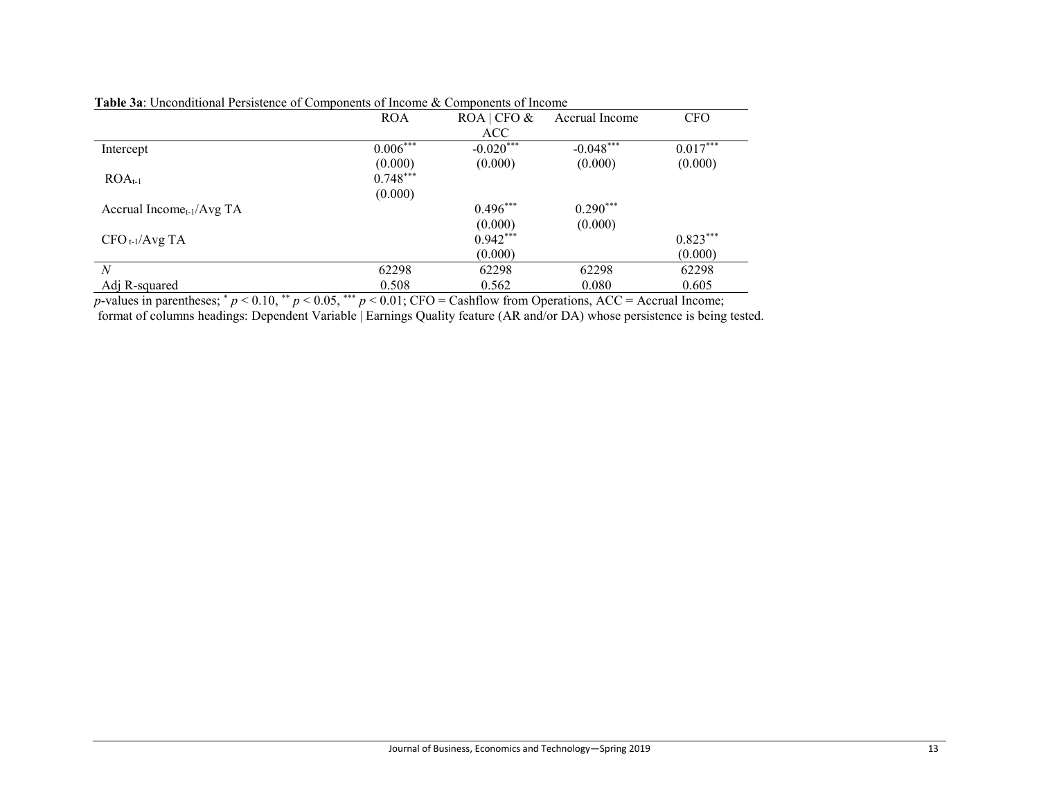**Table 3a**: Unconditional Persistence of Components of Income & Components of Income

| | ROA | ROA \| CFO & ACC | Accrual Income | CFO |
|---|---|---|---|---|
| Intercept | $0.006^{***}$ | $-0.020^{***}$ | $-0.048^{***}$ | $0.017^{***}$ |
| | (0.000) | (0.000) | (0.000) | (0.000) |
| $ROA_{t-1}$ | $0.748^{***}$ | | | |
| | (0.000) | | | |
| Accrual $Income_{t-1}$/Avg TA | | $0.496^{***}$ | $0.290^{***}$ | |
| | | (0.000) | (0.000) | |
| $CFO_{t-1}$/Avg TA | | $0.942^{***}$ | | $0.823^{***}$ |
| | | (0.000) | | (0.000) |
| *N* | 62298 | 62298 | 62298 | 62298 |
| Adj R-squared | 0.508 | 0.562 | 0.080 | 0.605 |

*p*-values in parentheses; $^{*}$ $p < 0.10$, $^{**}$ $p < 0.05$, $^{***}$ $p < 0.01$; CFO = Cashflow from Operations, ACC = Accrual Income; format of columns headings: Dependent Variable | Earnings Quality feature (AR and/or DA) whose persistence is being tested.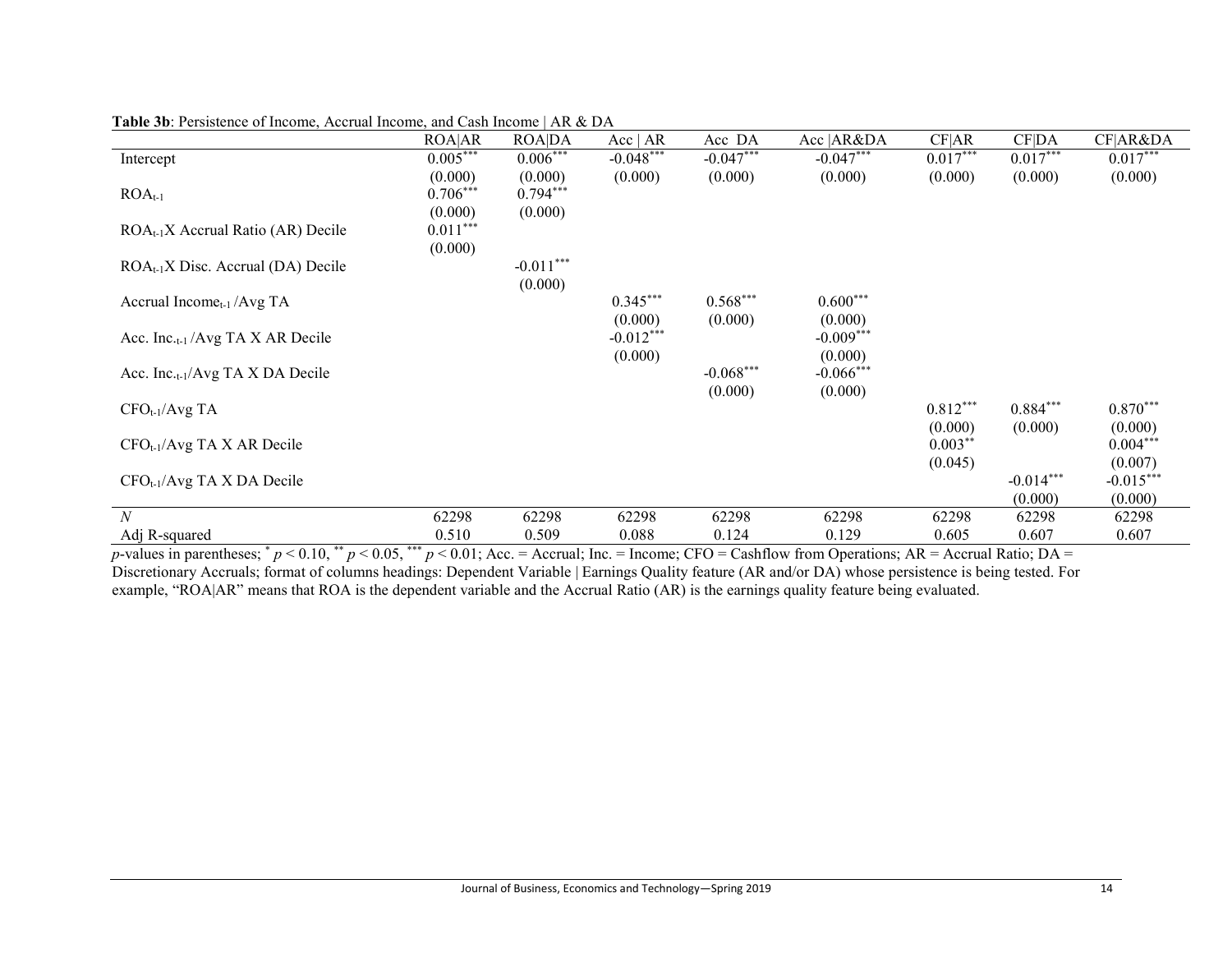**Table 3b**: Persistence of Income, Accrual Income, and Cash Income | AR & DA

| | ROA\|AR | ROA\|DA | Acc \| AR | Acc DA | Acc \|AR&DA | CF\|AR | CF\|DA | CF\|AR&DA |
|---|---|---|---|---|---|---|---|---|
| Intercept | $0.005^{***}$ | $0.006^{***}$ | $-0.048^{***}$ | $-0.047^{***}$ | $-0.047^{***}$ | $0.017^{***}$ | $0.017^{***}$ | $0.017^{***}$ |
| | (0.000) | (0.000) | (0.000) | (0.000) | (0.000) | (0.000) | (0.000) | (0.000) |
| $ROA_{t-1}$ | $0.706^{***}$ | $0.794^{***}$ | | | | | | |
| | (0.000) | (0.000) | | | | | | |
| $ROA_{t-1}$X Accrual Ratio (AR) Decile | $0.011^{***}$ | | | | | | | |
| | (0.000) | | | | | | | |
| $ROA_{t-1}$X Disc. Accrual (DA) Decile | | $-0.011^{***}$ | | | | | | |
| | | (0.000) | | | | | | |
| Accrual $Income_{t-1}$ /Avg TA | | | $0.345^{***}$ | $0.568^{***}$ | $0.600^{***}$ | | | |
| | | | (0.000) | (0.000) | (0.000) | | | |
| Acc. $Inc._{t-1}$ /Avg TA X AR Decile | | | $-0.012^{***}$ | | $-0.009^{***}$ | | | |
| | | | (0.000) | | (0.000) | | | |
| Acc. $Inc._{t-1}$/Avg TA X DA Decile | | | | $-0.068^{***}$ | $-0.066^{***}$ | | | |
| | | | | (0.000) | (0.000) | | | |
| $CFO_{t-1}$/Avg TA | | | | | | $0.812^{***}$ | $0.884^{***}$ | $0.870^{***}$ |
| | | | | | | (0.000) | (0.000) | (0.000) |
| $CFO_{t-1}$/Avg TA X AR Decile | | | | | | $0.003^{**}$ | | $0.004^{***}$ |
| | | | | | | (0.045) | | (0.007) |
| $CFO_{t-1}$/Avg TA X DA Decile | | | | | | | $-0.014^{***}$ | $-0.015^{***}$ |
| | | | | | | | (0.000) | (0.000) |
| *N* | 62298 | 62298 | 62298 | 62298 | 62298 | 62298 | 62298 | 62298 |
| Adj R-squared | 0.510 | 0.509 | 0.088 | 0.124 | 0.129 | 0.605 | 0.607 | 0.607 |

*p*-values in parentheses; $^{*}$ $p < 0.10$, $^{**}$ $p < 0.05$, $^{***}$ $p < 0.01$; Acc. = Accrual; Inc. = Income; CFO = Cashflow from Operations; AR = Accrual Ratio; DA = Discretionary Accruals; format of columns headings: Dependent Variable | Earnings Quality feature (AR and/or DA) whose persistence is being tested. For example, "ROA|AR" means that ROA is the dependent variable and the Accrual Ratio (AR) is the earnings quality feature being evaluated.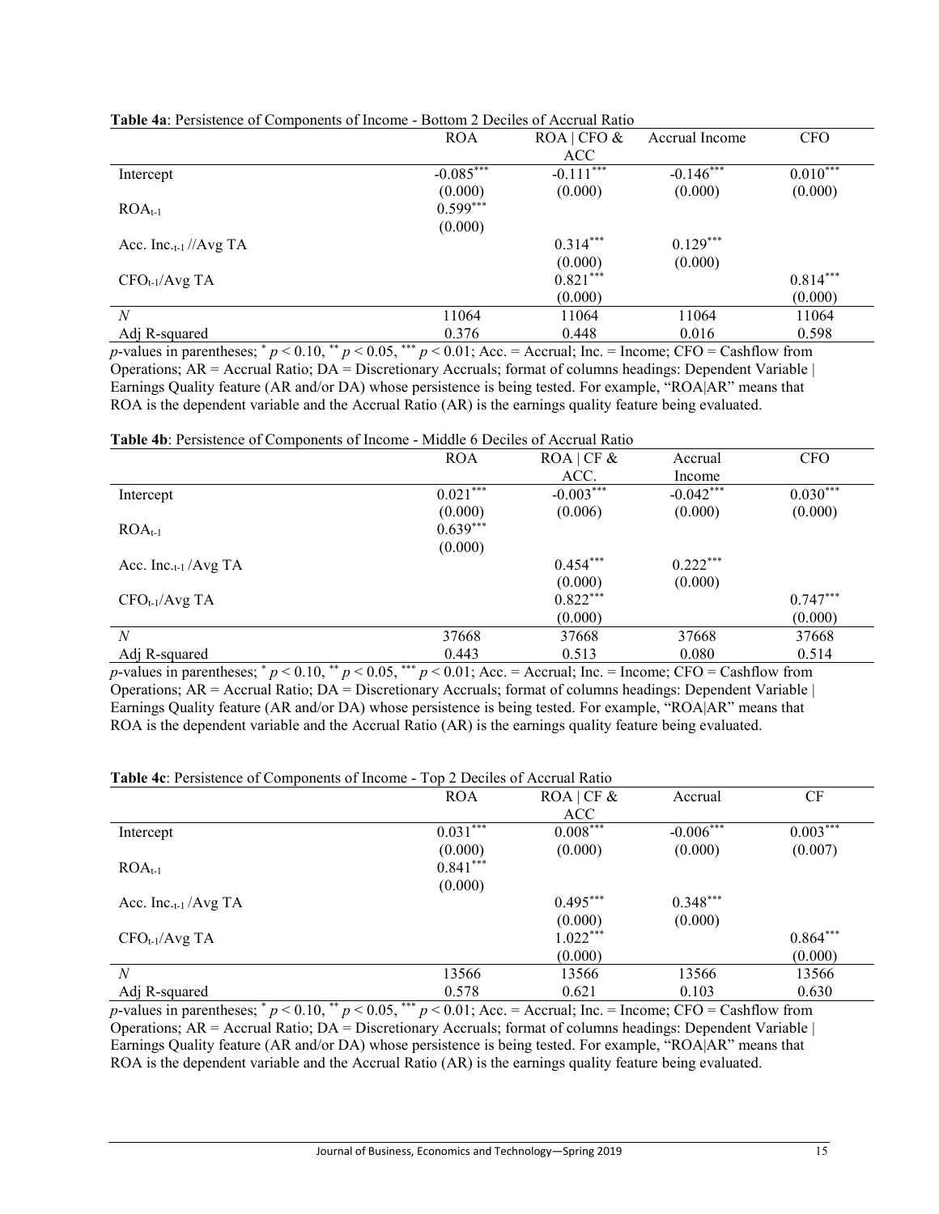**Table 4a**: Persistence of Components of Income - Bottom 2 Deciles of Accrual Ratio

| | ROA | ROA \| CFO & ACC | Accrual Income | CFO |
|---|---|---|---|---|
| Intercept | -0.085*** | -0.111*** | -0.146*** | 0.010*** |
| | (0.000) | (0.000) | (0.000) | (0.000) |
| $ROA_{t-1}$ | 0.599*** | | | |
| | (0.000) | | | |
| Acc. $Inc._{t-1}$ //Avg TA | | 0.314*** | 0.129*** | |
| | | (0.000) | (0.000) | |
| $CFO_{t-1}$/Avg TA | | 0.821*** | | 0.814*** |
| | | (0.000) | | (0.000) |
| *N* | 11064 | 11064 | 11064 | 11064 |
| Adj R-squared | 0.376 | 0.448 | 0.016 | 0.598 |

*p*-values in parentheses; * $p < 0.10$, ** $p < 0.05$, *** $p < 0.01$; Acc. = Accrual; Inc. = Income; CFO = Cashflow from Operations; AR = Accrual Ratio; DA = Discretionary Accruals; format of columns headings: Dependent Variable | Earnings Quality feature (AR and/or DA) whose persistence is being tested. For example, "ROA|AR" means that ROA is the dependent variable and the Accrual Ratio (AR) is the earnings quality feature being evaluated.

**Table 4b**: Persistence of Components of Income - Middle 6 Deciles of Accrual Ratio

| | ROA | ROA \| CF & ACC. | Accrual Income | CFO |
|---|---|---|---|---|
| Intercept | 0.021*** | -0.003*** | -0.042*** | 0.030*** |
| | (0.000) | (0.006) | (0.000) | (0.000) |
| $ROA_{t-1}$ | 0.639*** | | | |
| | (0.000) | | | |
| Acc. $Inc._{t-1}$ /Avg TA | | 0.454*** | 0.222*** | |
| | | (0.000) | (0.000) | |
| $CFO_{t-1}$/Avg TA | | 0.822*** | | 0.747*** |
| | | (0.000) | | (0.000) |
| *N* | 37668 | 37668 | 37668 | 37668 |
| Adj R-squared | 0.443 | 0.513 | 0.080 | 0.514 |

*p*-values in parentheses; * $p < 0.10$, ** $p < 0.05$, *** $p < 0.01$; Acc. = Accrual; Inc. = Income; CFO = Cashflow from Operations; AR = Accrual Ratio; DA = Discretionary Accruals; format of columns headings: Dependent Variable | Earnings Quality feature (AR and/or DA) whose persistence is being tested. For example, "ROA|AR" means that ROA is the dependent variable and the Accrual Ratio (AR) is the earnings quality feature being evaluated.

**Table 4c**: Persistence of Components of Income - Top 2 Deciles of Accrual Ratio

| | ROA | ROA \| CF & ACC | Accrual | CF |
|---|---|---|---|---|
| Intercept | 0.031*** | 0.008*** | -0.006*** | 0.003*** |
| | (0.000) | (0.000) | (0.000) | (0.007) |
| $ROA_{t-1}$ | 0.841*** | | | |
| | (0.000) | | | |
| Acc. $Inc._{t-1}$ /Avg TA | | 0.495*** | 0.348*** | |
| | | (0.000) | (0.000) | |
| $CFO_{t-1}$/Avg TA | | 1.022*** | | 0.864*** |
| | | (0.000) | | (0.000) |
| *N* | 13566 | 13566 | 13566 | 13566 |
| Adj R-squared | 0.578 | 0.621 | 0.103 | 0.630 |

*p*-values in parentheses; * $p < 0.10$, ** $p < 0.05$, *** $p < 0.01$; Acc. = Accrual; Inc. = Income; CFO = Cashflow from Operations; AR = Accrual Ratio; DA = Discretionary Accruals; format of columns headings: Dependent Variable | Earnings Quality feature (AR and/or DA) whose persistence is being tested. For example, "ROA|AR" means that ROA is the dependent variable and the Accrual Ratio (AR) is the earnings quality feature being evaluated.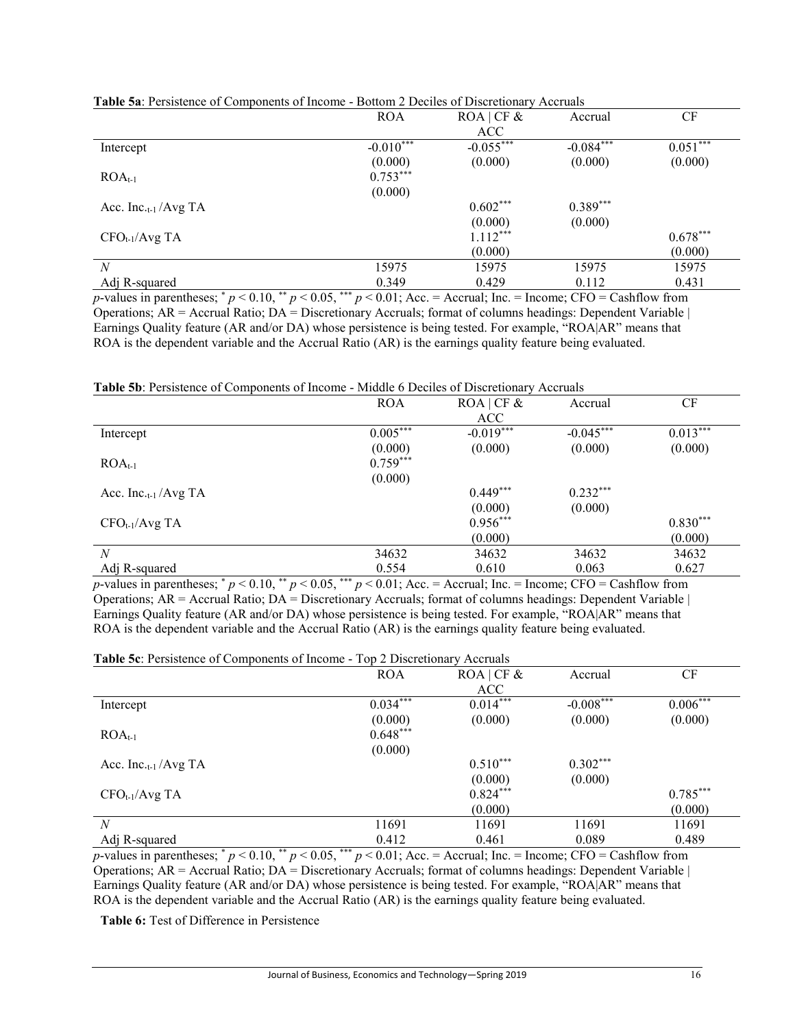**Table 5a**: Persistence of Components of Income - Bottom 2 Deciles of Discretionary Accruals

| | ROA | ROA \| CF & ACC | Accrual | CF |
|---|---|---|---|---|
| Intercept | -0.010*** | -0.055*** | -0.084*** | 0.051*** |
| | (0.000) | (0.000) | (0.000) | (0.000) |
| $ROA_{t-1}$ | 0.753*** | | | |
| | (0.000) | | | |
| Acc. $Inc._{t-1}$ /Avg TA | | 0.602*** | 0.389*** | |
| | | (0.000) | (0.000) | |
| $CFO_{t-1}$/Avg TA | | 1.112*** | | 0.678*** |
| | | (0.000) | | (0.000) |
| *N* | 15975 | 15975 | 15975 | 15975 |
| Adj R-squared | 0.349 | 0.429 | 0.112 | 0.431 |

*p*-values in parentheses; * $p < 0.10$, ** $p < 0.05$, *** $p < 0.01$; Acc. = Accrual; Inc. = Income; CFO = Cashflow from Operations; AR = Accrual Ratio; DA = Discretionary Accruals; format of columns headings: Dependent Variable | Earnings Quality feature (AR and/or DA) whose persistence is being tested. For example, "ROA|AR" means that ROA is the dependent variable and the Accrual Ratio (AR) is the earnings quality feature being evaluated.

**Table 5b**: Persistence of Components of Income - Middle 6 Deciles of Discretionary Accruals

| | ROA | ROA \| CF & ACC | Accrual | CF |
|---|---|---|---|---|
| Intercept | 0.005*** | -0.019*** | -0.045*** | 0.013*** |
| | (0.000) | (0.000) | (0.000) | (0.000) |
| $ROA_{t-1}$ | 0.759*** | | | |
| | (0.000) | | | |
| Acc. $Inc._{t-1}$ /Avg TA | | 0.449*** | 0.232*** | |
| | | (0.000) | (0.000) | |
| $CFO_{t-1}$/Avg TA | | 0.956*** | | 0.830*** |
| | | (0.000) | | (0.000) |
| *N* | 34632 | 34632 | 34632 | 34632 |
| Adj R-squared | 0.554 | 0.610 | 0.063 | 0.627 |

*p*-values in parentheses; * $p < 0.10$, ** $p < 0.05$, *** $p < 0.01$; Acc. = Accrual; Inc. = Income; CFO = Cashflow from Operations; AR = Accrual Ratio; DA = Discretionary Accruals; format of columns headings: Dependent Variable | Earnings Quality feature (AR and/or DA) whose persistence is being tested. For example, "ROA|AR" means that ROA is the dependent variable and the Accrual Ratio (AR) is the earnings quality feature being evaluated.

**Table 5c**: Persistence of Components of Income - Top 2 Discretionary Accruals

| | ROA | ROA \| CF & ACC | Accrual | CF |
|---|---|---|---|---|
| Intercept | 0.034*** | 0.014*** | -0.008*** | 0.006*** |
| | (0.000) | (0.000) | (0.000) | (0.000) |
| $ROA_{t-1}$ | 0.648*** | | | |
| | (0.000) | | | |
| Acc. $Inc._{t-1}$ /Avg TA | | 0.510*** | 0.302*** | |
| | | (0.000) | (0.000) | |
| $CFO_{t-1}$/Avg TA | | 0.824*** | | 0.785*** |
| | | (0.000) | | (0.000) |
| *N* | 11691 | 11691 | 11691 | 11691 |
| Adj R-squared | 0.412 | 0.461 | 0.089 | 0.489 |

*p*-values in parentheses; * $p < 0.10$, ** $p < 0.05$, *** $p < 0.01$; Acc. = Accrual; Inc. = Income; CFO = Cashflow from Operations; AR = Accrual Ratio; DA = Discretionary Accruals; format of columns headings: Dependent Variable | Earnings Quality feature (AR and/or DA) whose persistence is being tested. For example, "ROA|AR" means that ROA is the dependent variable and the Accrual Ratio (AR) is the earnings quality feature being evaluated.

**Table 6:** Test of Difference in Persistence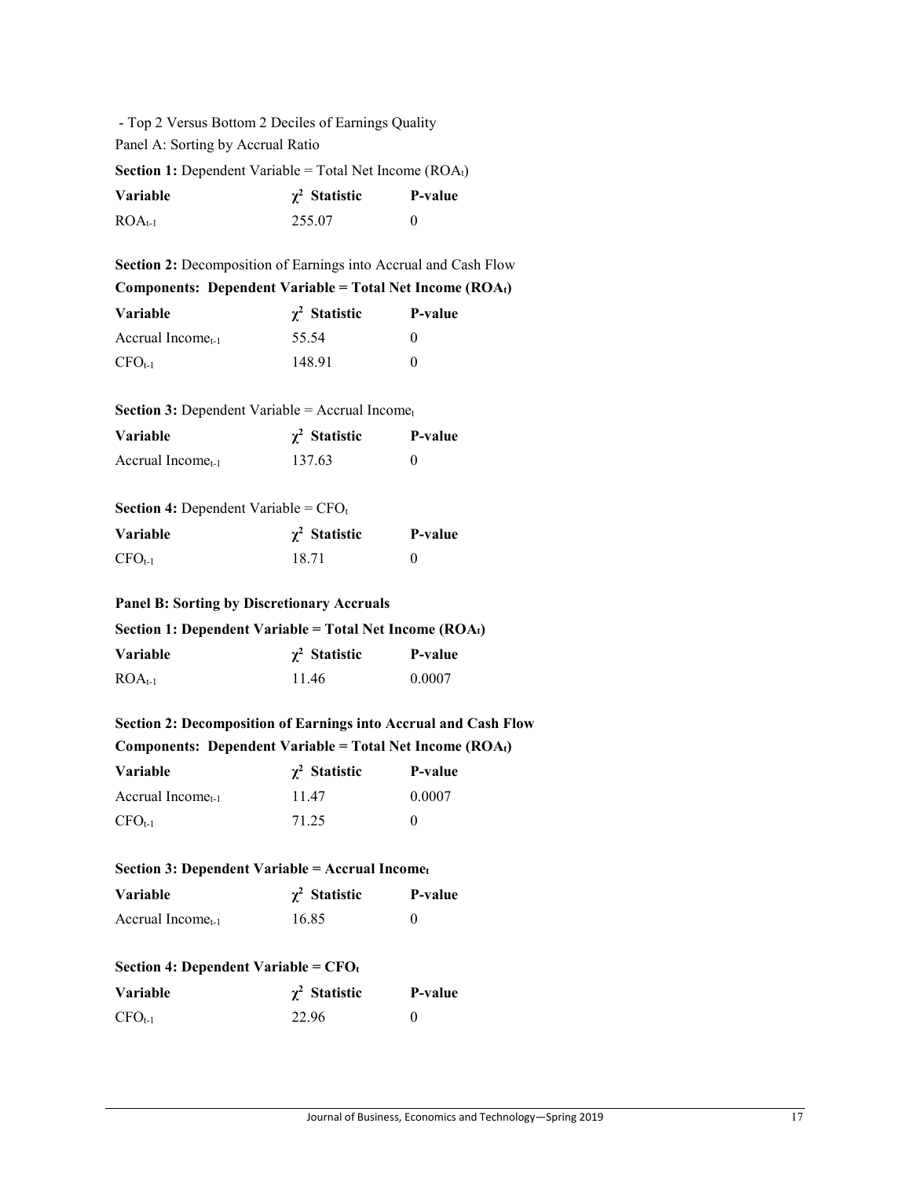- Top 2 Versus Bottom 2 Deciles of Earnings Quality

Panel A: Sorting by Accrual Ratio

**Section 1:** Dependent Variable = Total Net Income ($ROA_t$)

| **Variable** | **$\chi^2$ Statistic** | **P-value** |
|---|---|---|
| $ROA_{t-1}$ | 255.07 | 0 |

**Section 2:** Decomposition of Earnings into Accrual and Cash Flow

**Components: Dependent Variable = Total Net Income ($ROA_t$)**

| **Variable** | **$\chi^2$ Statistic** | **P-value** |
|---|---|---|
| Accrual $Income_{t-1}$ | 55.54 | 0 |
| $CFO_{t-1}$ | 148.91 | 0 |

**Section 3:** Dependent Variable = Accrual $Income_t$

| **Variable** | **$\chi^2$ Statistic** | **P-value** |
|---|---|---|
| Accrual $Income_{t-1}$ | 137.63 | 0 |

**Section 4:** Dependent Variable = $CFO_t$

| **Variable** | **$\chi^2$ Statistic** | **P-value** |
|---|---|---|
| $CFO_{t-1}$ | 18.71 | 0 |

**Panel B: Sorting by Discretionary Accruals**

**Section 1: Dependent Variable = Total Net Income ($ROA_t$)**

| **Variable** | **$\chi^2$ Statistic** | **P-value** |
|---|---|---|
| $ROA_{t-1}$ | 11.46 | 0.0007 |

**Section 2: Decomposition of Earnings into Accrual and Cash Flow**

**Components: Dependent Variable = Total Net Income ($ROA_t$)**

| **Variable** | **$\chi^2$ Statistic** | **P-value** |
|---|---|---|
| Accrual $Income_{t-1}$ | 11.47 | 0.0007 |
| $CFO_{t-1}$ | 71.25 | 0 |

**Section 3: Dependent Variable = Accrual $Income_t$**

| **Variable** | **$\chi^2$ Statistic** | **P-value** |
|---|---|---|
| Accrual $Income_{t-1}$ | 16.85 | 0 |

**Section 4: Dependent Variable = $CFO_t$**

| **Variable** | **$\chi^2$ Statistic** | **P-value** |
|---|---|---|
| $CFO_{t-1}$ | 22.96 | 0 |